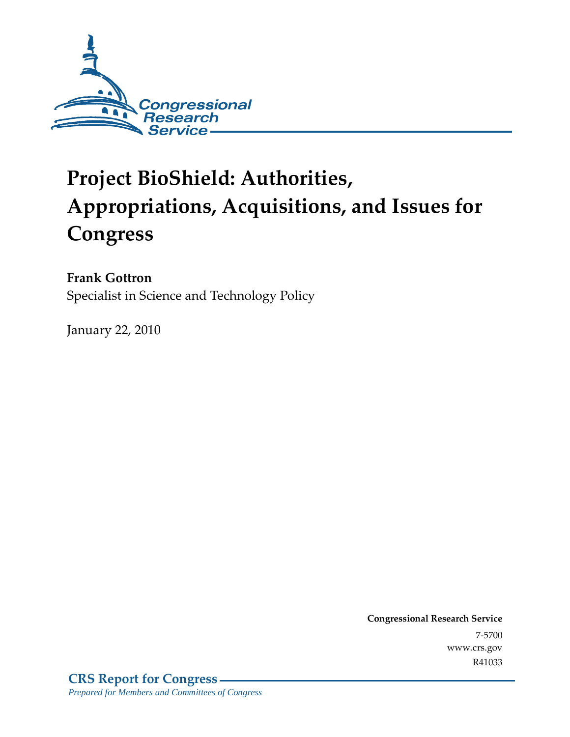# Project BioShield: Authorities, Appropriations, Acquisitions, and Issues for Congress

**Frank Gottron**
Specialist in Science and Technology Policy

January 22, 2010

**Congressional Research Service**
7-5700
www.crs.gov
R41033

**CRS Report for Congress**
*Prepared for Members and Committees of Congress*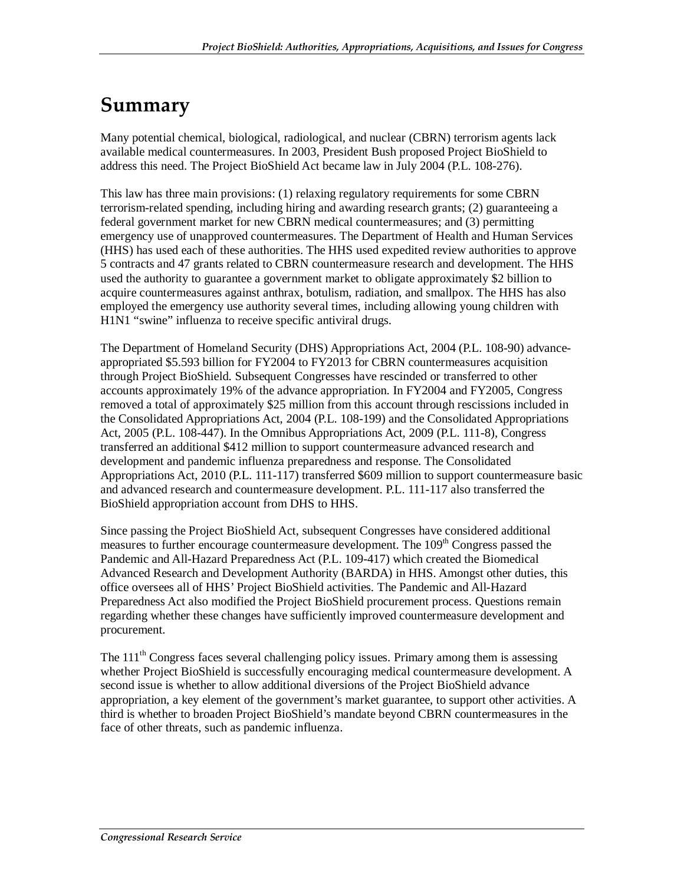# Summary

Many potential chemical, biological, radiological, and nuclear (CBRN) terrorism agents lack available medical countermeasures. In 2003, President Bush proposed Project BioShield to address this need. The Project BioShield Act became law in July 2004 (P.L. 108-276).

This law has three main provisions: (1) relaxing regulatory requirements for some CBRN terrorism-related spending, including hiring and awarding research grants; (2) guaranteeing a federal government market for new CBRN medical countermeasures; and (3) permitting emergency use of unapproved countermeasures. The Department of Health and Human Services (HHS) has used each of these authorities. The HHS used expedited review authorities to approve 5 contracts and 47 grants related to CBRN countermeasure research and development. The HHS used the authority to guarantee a government market to obligate approximately $2 billion to acquire countermeasures against anthrax, botulism, radiation, and smallpox. The HHS has also employed the emergency use authority several times, including allowing young children with H1N1 "swine" influenza to receive specific antiviral drugs.

The Department of Homeland Security (DHS) Appropriations Act, 2004 (P.L. 108-90) advance-appropriated $5.593 billion for FY2004 to FY2013 for CBRN countermeasures acquisition through Project BioShield. Subsequent Congresses have rescinded or transferred to other accounts approximately 19% of the advance appropriation. In FY2004 and FY2005, Congress removed a total of approximately $25 million from this account through rescissions included in the Consolidated Appropriations Act, 2004 (P.L. 108-199) and the Consolidated Appropriations Act, 2005 (P.L. 108-447). In the Omnibus Appropriations Act, 2009 (P.L. 111-8), Congress transferred an additional $412 million to support countermeasure advanced research and development and pandemic influenza preparedness and response. The Consolidated Appropriations Act, 2010 (P.L. 111-117) transferred $609 million to support countermeasure basic and advanced research and countermeasure development. P.L. 111-117 also transferred the BioShield appropriation account from DHS to HHS.

Since passing the Project BioShield Act, subsequent Congresses have considered additional measures to further encourage countermeasure development. The 109th Congress passed the Pandemic and All-Hazard Preparedness Act (P.L. 109-417) which created the Biomedical Advanced Research and Development Authority (BARDA) in HHS. Amongst other duties, this office oversees all of HHS' Project BioShield activities. The Pandemic and All-Hazard Preparedness Act also modified the Project BioShield procurement process. Questions remain regarding whether these changes have sufficiently improved countermeasure development and procurement.

The 111th Congress faces several challenging policy issues. Primary among them is assessing whether Project BioShield is successfully encouraging medical countermeasure development. A second issue is whether to allow additional diversions of the Project BioShield advance appropriation, a key element of the government's market guarantee, to support other activities. A third is whether to broaden Project BioShield's mandate beyond CBRN countermeasures in the face of other threats, such as pandemic influenza.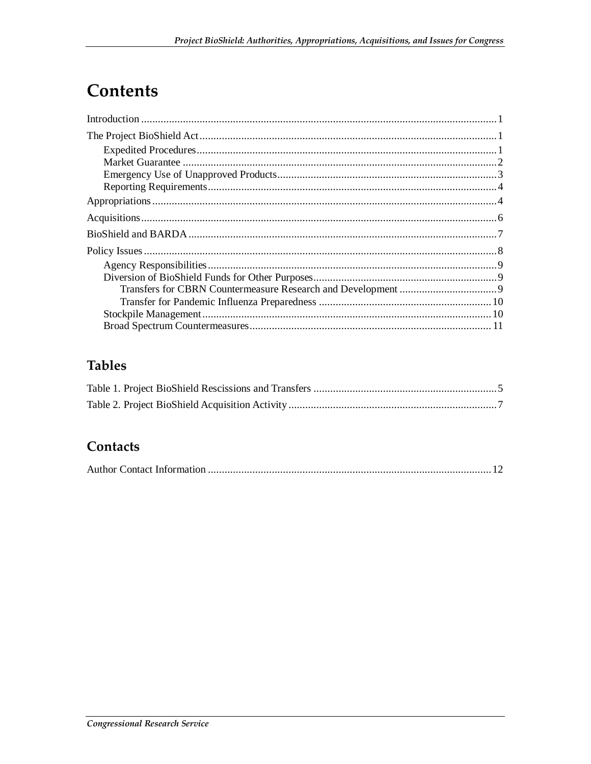# Contents

Introduction ... 1

The Project BioShield Act ... 1

- Expedited Procedures ... 1
- Market Guarantee ... 2
- Emergency Use of Unapproved Products ... 3
- Reporting Requirements ... 4

Appropriations ... 4

Acquisitions ... 6

BioShield and BARDA ... 7

Policy Issues ... 8

- Agency Responsibilities ... 9
- Diversion of BioShield Funds for Other Purposes ... 9
  - Transfers for CBRN Countermeasure Research and Development ... 9
  - Transfer for Pandemic Influenza Preparedness ... 10
- Stockpile Management ... 10
- Broad Spectrum Countermeasures ... 11

## Tables

Table 1. Project BioShield Rescissions and Transfers ... 5

Table 2. Project BioShield Acquisition Activity ... 7

## Contacts

Author Contact Information ... 12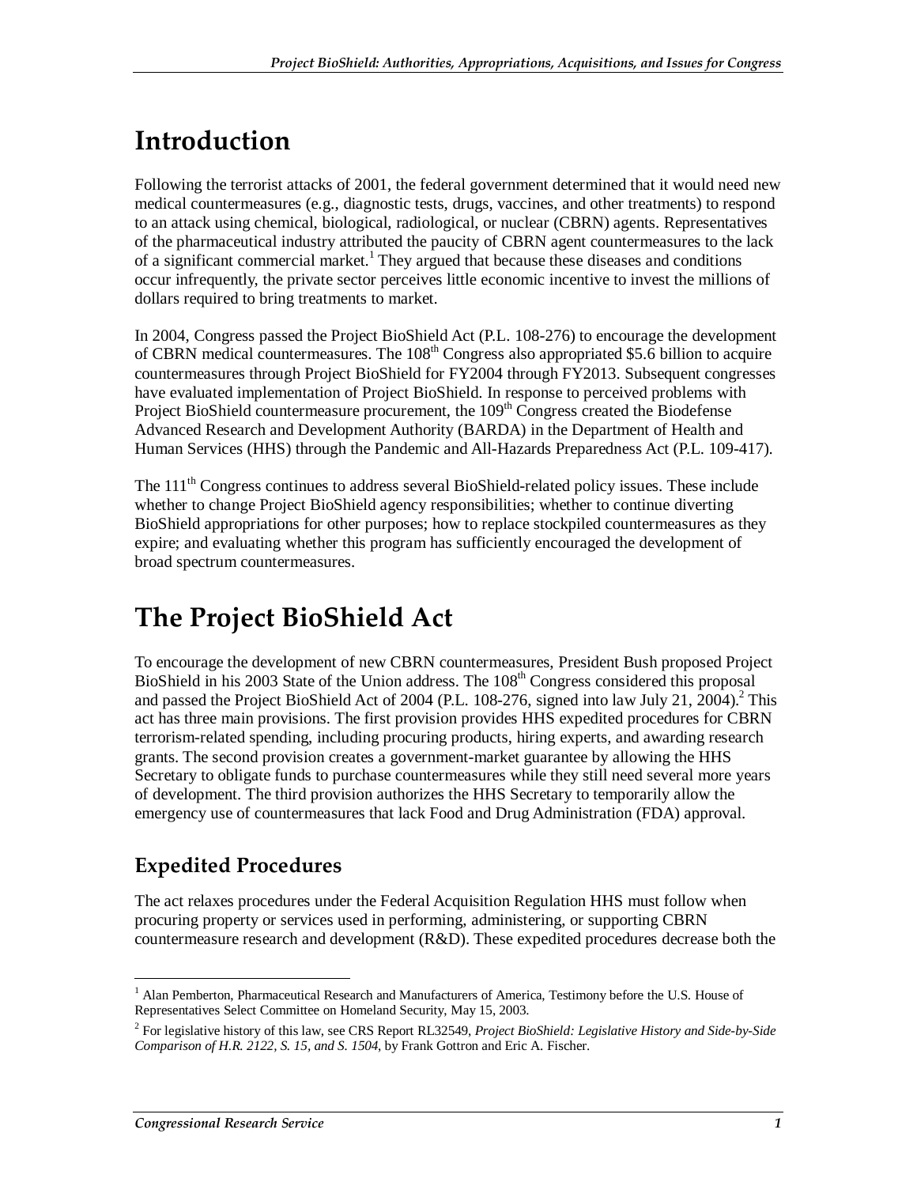# Introduction

Following the terrorist attacks of 2001, the federal government determined that it would need new medical countermeasures (e.g., diagnostic tests, drugs, vaccines, and other treatments) to respond to an attack using chemical, biological, radiological, or nuclear (CBRN) agents. Representatives of the pharmaceutical industry attributed the paucity of CBRN agent countermeasures to the lack of a significant commercial market.[1] They argued that because these diseases and conditions occur infrequently, the private sector perceives little economic incentive to invest the millions of dollars required to bring treatments to market.

In 2004, Congress passed the Project BioShield Act (P.L. 108-276) to encourage the development of CBRN medical countermeasures. The 108th Congress also appropriated $5.6 billion to acquire countermeasures through Project BioShield for FY2004 through FY2013. Subsequent congresses have evaluated implementation of Project BioShield. In response to perceived problems with Project BioShield countermeasure procurement, the 109th Congress created the Biodefense Advanced Research and Development Authority (BARDA) in the Department of Health and Human Services (HHS) through the Pandemic and All-Hazards Preparedness Act (P.L. 109-417).

The 111th Congress continues to address several BioShield-related policy issues. These include whether to change Project BioShield agency responsibilities; whether to continue diverting BioShield appropriations for other purposes; how to replace stockpiled countermeasures as they expire; and evaluating whether this program has sufficiently encouraged the development of broad spectrum countermeasures.

# The Project BioShield Act

To encourage the development of new CBRN countermeasures, President Bush proposed Project BioShield in his 2003 State of the Union address. The 108th Congress considered this proposal and passed the Project BioShield Act of 2004 (P.L. 108-276, signed into law July 21, 2004).[2] This act has three main provisions. The first provision provides HHS expedited procedures for CBRN terrorism-related spending, including procuring products, hiring experts, and awarding research grants. The second provision creates a government-market guarantee by allowing the HHS Secretary to obligate funds to purchase countermeasures while they still need several more years of development. The third provision authorizes the HHS Secretary to temporarily allow the emergency use of countermeasures that lack Food and Drug Administration (FDA) approval.

## Expedited Procedures

The act relaxes procedures under the Federal Acquisition Regulation HHS must follow when procuring property or services used in performing, administering, or supporting CBRN countermeasure research and development (R&D). These expedited procedures decrease both the

---

[1] Alan Pemberton, Pharmaceutical Research and Manufacturers of America, Testimony before the U.S. House of Representatives Select Committee on Homeland Security, May 15, 2003.

[2] For legislative history of this law, see CRS Report RL32549, *Project BioShield: Legislative History and Side-by-Side Comparison of H.R. 2122, S. 15, and S. 1504*, by Frank Gottron and Eric A. Fischer.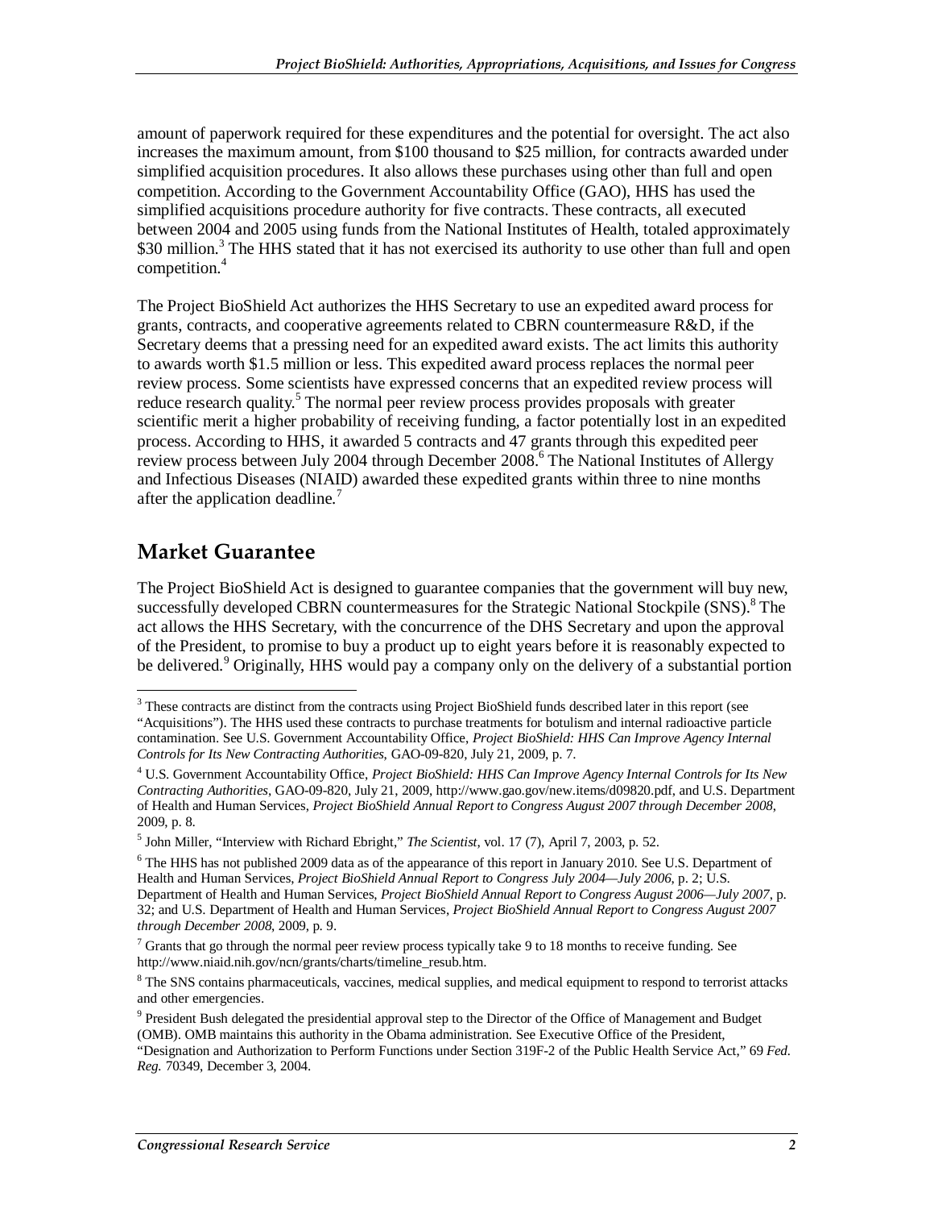amount of paperwork required for these expenditures and the potential for oversight. The act also increases the maximum amount, from $100 thousand to $25 million, for contracts awarded under simplified acquisition procedures. It also allows these purchases using other than full and open competition. According to the Government Accountability Office (GAO), HHS has used the simplified acquisitions procedure authority for five contracts. These contracts, all executed between 2004 and 2005 using funds from the National Institutes of Health, totaled approximately $30 million.[3] The HHS stated that it has not exercised its authority to use other than full and open competition.[4]

The Project BioShield Act authorizes the HHS Secretary to use an expedited award process for grants, contracts, and cooperative agreements related to CBRN countermeasure R&D, if the Secretary deems that a pressing need for an expedited award exists. The act limits this authority to awards worth $1.5 million or less. This expedited award process replaces the normal peer review process. Some scientists have expressed concerns that an expedited review process will reduce research quality.[5] The normal peer review process provides proposals with greater scientific merit a higher probability of receiving funding, a factor potentially lost in an expedited process. According to HHS, it awarded 5 contracts and 47 grants through this expedited peer review process between July 2004 through December 2008.[6] The National Institutes of Allergy and Infectious Diseases (NIAID) awarded these expedited grants within three to nine months after the application deadline.[7]

## Market Guarantee

The Project BioShield Act is designed to guarantee companies that the government will buy new, successfully developed CBRN countermeasures for the Strategic National Stockpile (SNS).[8] The act allows the HHS Secretary, with the concurrence of the DHS Secretary and upon the approval of the President, to promise to buy a product up to eight years before it is reasonably expected to be delivered.[9] Originally, HHS would pay a company only on the delivery of a substantial portion

---

[3] These contracts are distinct from the contracts using Project BioShield funds described later in this report (see "Acquisitions"). The HHS used these contracts to purchase treatments for botulism and internal radioactive particle contamination. See U.S. Government Accountability Office, *Project BioShield: HHS Can Improve Agency Internal Controls for Its New Contracting Authorities*, GAO-09-820, July 21, 2009, p. 7.

[4] U.S. Government Accountability Office, *Project BioShield: HHS Can Improve Agency Internal Controls for Its New Contracting Authorities*, GAO-09-820, July 21, 2009, http://www.gao.gov/new.items/d09820.pdf, and U.S. Department of Health and Human Services, *Project BioShield Annual Report to Congress August 2007 through December 2008*, 2009, p. 8.

[5] John Miller, "Interview with Richard Ebright," *The Scientist*, vol. 17 (7), April 7, 2003, p. 52.

[6] The HHS has not published 2009 data as of the appearance of this report in January 2010. See U.S. Department of Health and Human Services, *Project BioShield Annual Report to Congress July 2004—July 2006*, p. 2; U.S. Department of Health and Human Services, *Project BioShield Annual Report to Congress August 2006—July 2007*, p. 32; and U.S. Department of Health and Human Services, *Project BioShield Annual Report to Congress August 2007 through December 2008*, 2009, p. 9.

[7] Grants that go through the normal peer review process typically take 9 to 18 months to receive funding. See http://www.niaid.nih.gov/ncn/grants/charts/timeline_resub.htm.

[8] The SNS contains pharmaceuticals, vaccines, medical supplies, and medical equipment to respond to terrorist attacks and other emergencies.

[9] President Bush delegated the presidential approval step to the Director of the Office of Management and Budget (OMB). OMB maintains this authority in the Obama administration. See Executive Office of the President, "Designation and Authorization to Perform Functions under Section 319F-2 of the Public Health Service Act," 69 *Fed. Reg.* 70349, December 3, 2004.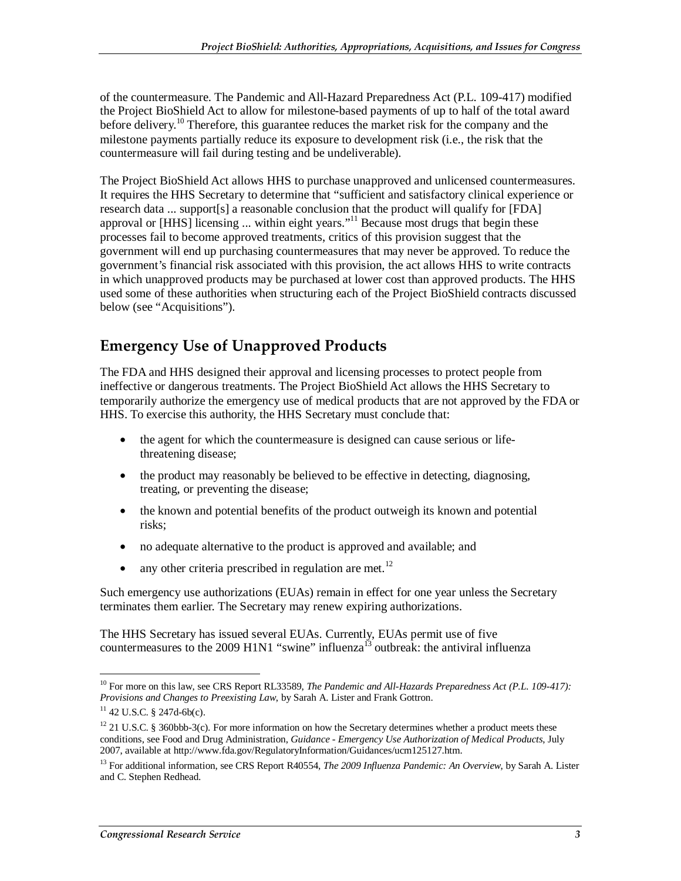of the countermeasure. The Pandemic and All-Hazard Preparedness Act (P.L. 109-417) modified the Project BioShield Act to allow for milestone-based payments of up to half of the total award before delivery.[10] Therefore, this guarantee reduces the market risk for the company and the milestone payments partially reduce its exposure to development risk (i.e., the risk that the countermeasure will fail during testing and be undeliverable).

The Project BioShield Act allows HHS to purchase unapproved and unlicensed countermeasures. It requires the HHS Secretary to determine that "sufficient and satisfactory clinical experience or research data ... support[s] a reasonable conclusion that the product will qualify for [FDA] approval or [HHS] licensing ... within eight years."[11] Because most drugs that begin these processes fail to become approved treatments, critics of this provision suggest that the government will end up purchasing countermeasures that may never be approved. To reduce the government's financial risk associated with this provision, the act allows HHS to write contracts in which unapproved products may be purchased at lower cost than approved products. The HHS used some of these authorities when structuring each of the Project BioShield contracts discussed below (see "Acquisitions").

## Emergency Use of Unapproved Products

The FDA and HHS designed their approval and licensing processes to protect people from ineffective or dangerous treatments. The Project BioShield Act allows the HHS Secretary to temporarily authorize the emergency use of medical products that are not approved by the FDA or HHS. To exercise this authority, the HHS Secretary must conclude that:

- the agent for which the countermeasure is designed can cause serious or life-threatening disease;
- the product may reasonably be believed to be effective in detecting, diagnosing, treating, or preventing the disease;
- the known and potential benefits of the product outweigh its known and potential risks;
- no adequate alternative to the product is approved and available; and
- any other criteria prescribed in regulation are met.[12]

Such emergency use authorizations (EUAs) remain in effect for one year unless the Secretary terminates them earlier. The Secretary may renew expiring authorizations.

The HHS Secretary has issued several EUAs. Currently, EUAs permit use of five countermeasures to the 2009 H1N1 "swine" influenza[13] outbreak: the antiviral influenza

---

[10] For more on this law, see CRS Report RL33589, *The Pandemic and All-Hazards Preparedness Act (P.L. 109-417): Provisions and Changes to Preexisting Law*, by Sarah A. Lister and Frank Gottron.

[11] 42 U.S.C. § 247d-6b(c).

[12] 21 U.S.C. § 360bbb-3(c). For more information on how the Secretary determines whether a product meets these conditions, see Food and Drug Administration, *Guidance - Emergency Use Authorization of Medical Products*, July 2007, available at http://www.fda.gov/RegulatoryInformation/Guidances/ucm125127.htm.

[13] For additional information, see CRS Report R40554, *The 2009 Influenza Pandemic: An Overview*, by Sarah A. Lister and C. Stephen Redhead.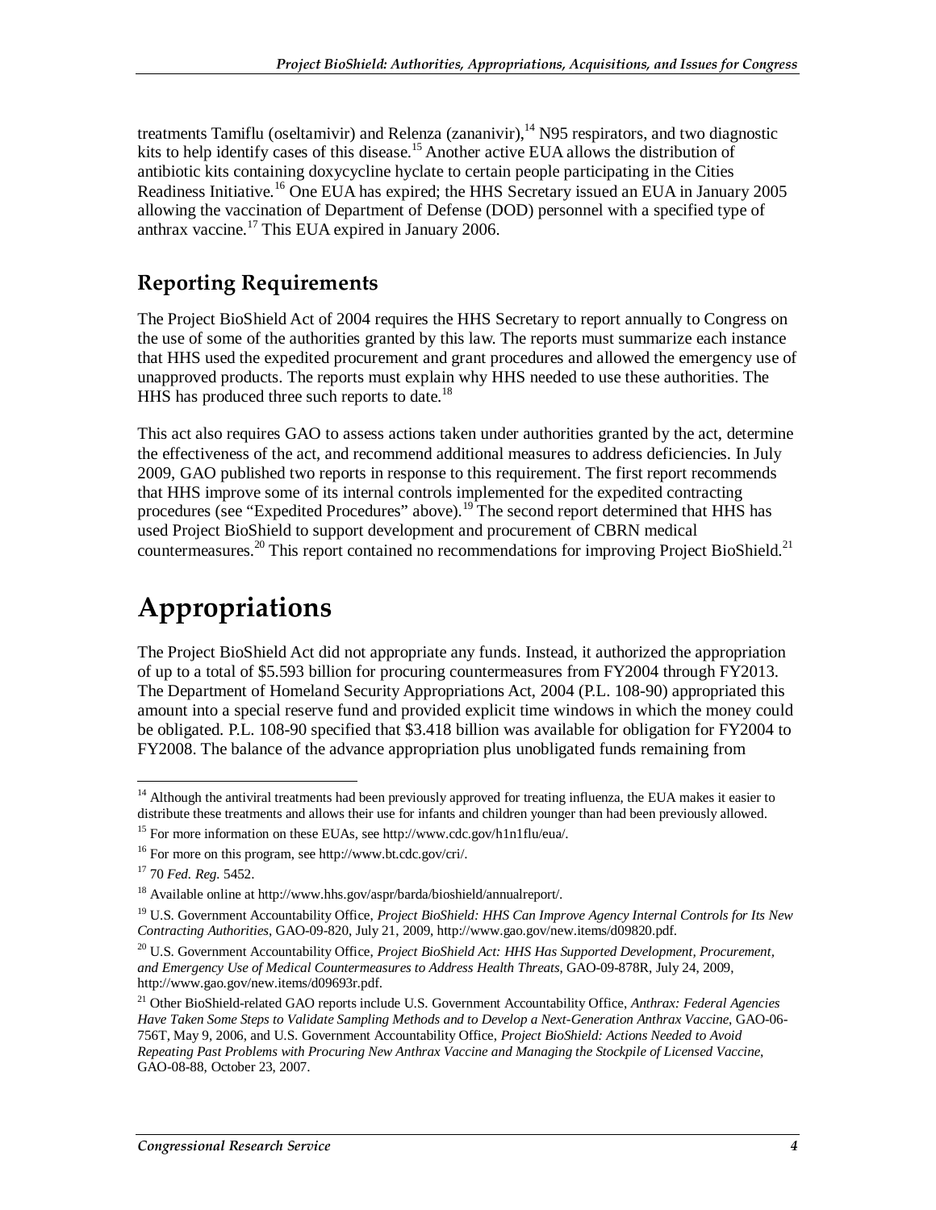treatments Tamiflu (oseltamivir) and Relenza (zananivir),[14] N95 respirators, and two diagnostic kits to help identify cases of this disease.[15] Another active EUA allows the distribution of antibiotic kits containing doxycycline hyclate to certain people participating in the Cities Readiness Initiative.[16] One EUA has expired; the HHS Secretary issued an EUA in January 2005 allowing the vaccination of Department of Defense (DOD) personnel with a specified type of anthrax vaccine.[17] This EUA expired in January 2006.

## Reporting Requirements

The Project BioShield Act of 2004 requires the HHS Secretary to report annually to Congress on the use of some of the authorities granted by this law. The reports must summarize each instance that HHS used the expedited procurement and grant procedures and allowed the emergency use of unapproved products. The reports must explain why HHS needed to use these authorities. The HHS has produced three such reports to date.[18]

This act also requires GAO to assess actions taken under authorities granted by the act, determine the effectiveness of the act, and recommend additional measures to address deficiencies. In July 2009, GAO published two reports in response to this requirement. The first report recommends that HHS improve some of its internal controls implemented for the expedited contracting procedures (see "Expedited Procedures" above).[19] The second report determined that HHS has used Project BioShield to support development and procurement of CBRN medical countermeasures.[20] This report contained no recommendations for improving Project BioShield.[21]

# Appropriations

The Project BioShield Act did not appropriate any funds. Instead, it authorized the appropriation of up to a total of \$5.593 billion for procuring countermeasures from FY2004 through FY2013. The Department of Homeland Security Appropriations Act, 2004 (P.L. 108-90) appropriated this amount into a special reserve fund and provided explicit time windows in which the money could be obligated. P.L. 108-90 specified that \$3.418 billion was available for obligation for FY2004 to FY2008. The balance of the advance appropriation plus unobligated funds remaining from

---

[14] Although the antiviral treatments had been previously approved for treating influenza, the EUA makes it easier to distribute these treatments and allows their use for infants and children younger than had been previously allowed.

[15] For more information on these EUAs, see http://www.cdc.gov/h1n1flu/eua/.

[16] For more on this program, see http://www.bt.cdc.gov/cri/.

[17] 70 *Fed. Reg.* 5452.

[18] Available online at http://www.hhs.gov/aspr/barda/bioshield/annualreport/.

[19] U.S. Government Accountability Office, *Project BioShield: HHS Can Improve Agency Internal Controls for Its New Contracting Authorities*, GAO-09-820, July 21, 2009, http://www.gao.gov/new.items/d09820.pdf.

[20] U.S. Government Accountability Office, *Project BioShield Act: HHS Has Supported Development, Procurement, and Emergency Use of Medical Countermeasures to Address Health Threats*, GAO-09-878R, July 24, 2009, http://www.gao.gov/new.items/d09693r.pdf.

[21] Other BioShield-related GAO reports include U.S. Government Accountability Office, *Anthrax: Federal Agencies Have Taken Some Steps to Validate Sampling Methods and to Develop a Next-Generation Anthrax Vaccine*, GAO-06-756T, May 9, 2006, and U.S. Government Accountability Office, *Project BioShield: Actions Needed to Avoid Repeating Past Problems with Procuring New Anthrax Vaccine and Managing the Stockpile of Licensed Vaccine*, GAO-08-88, October 23, 2007.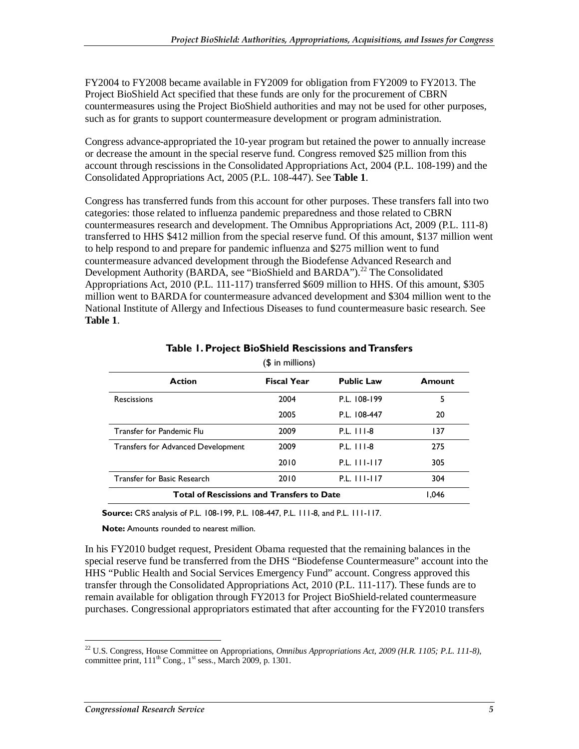FY2004 to FY2008 became available in FY2009 for obligation from FY2009 to FY2013. The Project BioShield Act specified that these funds are only for the procurement of CBRN countermeasures using the Project BioShield authorities and may not be used for other purposes, such as for grants to support countermeasure development or program administration.

Congress advance-appropriated the 10-year program but retained the power to annually increase or decrease the amount in the special reserve fund. Congress removed $25 million from this account through rescissions in the Consolidated Appropriations Act, 2004 (P.L. 108-199) and the Consolidated Appropriations Act, 2005 (P.L. 108-447). See **Table 1**.

Congress has transferred funds from this account for other purposes. These transfers fall into two categories: those related to influenza pandemic preparedness and those related to CBRN countermeasures research and development. The Omnibus Appropriations Act, 2009 (P.L. 111-8) transferred to HHS $412 million from the special reserve fund. Of this amount, $137 million went to help respond to and prepare for pandemic influenza and $275 million went to fund countermeasure advanced development through the Biodefense Advanced Research and Development Authority (BARDA, see "BioShield and BARDA").[22] The Consolidated Appropriations Act, 2010 (P.L. 111-117) transferred $609 million to HHS. Of this amount, $305 million went to BARDA for countermeasure advanced development and $304 million went to the National Institute of Allergy and Infectious Diseases to fund countermeasure basic research. See **Table 1**.

**Table 1. Project BioShield Rescissions and Transfers**

($ in millions)

| Action | Fiscal Year | Public Law | Amount |
|---|---|---|---|
| Rescissions | 2004 | P.L. 108-199 | 5 |
| | 2005 | P.L. 108-447 | 20 |
| Transfer for Pandemic Flu | 2009 | P.L. 111-8 | 137 |
| Transfers for Advanced Development | 2009 | P.L. 111-8 | 275 |
| | 2010 | P.L. 111-117 | 305 |
| Transfer for Basic Research | 2010 | P.L. 111-117 | 304 |
| **Total of Rescissions and Transfers to Date** | | | 1,046 |

**Source:** CRS analysis of P.L. 108-199, P.L. 108-447, P.L. 111-8, and P.L. 111-117.

**Note:** Amounts rounded to nearest million.

In his FY2010 budget request, President Obama requested that the remaining balances in the special reserve fund be transferred from the DHS "Biodefense Countermeasure" account into the HHS "Public Health and Social Services Emergency Fund" account. Congress approved this transfer through the Consolidated Appropriations Act, 2010 (P.L. 111-117). These funds are to remain available for obligation through FY2013 for Project BioShield-related countermeasure purchases. Congressional appropriators estimated that after accounting for the FY2010 transfers

[22] U.S. Congress, House Committee on Appropriations, *Omnibus Appropriations Act, 2009 (H.R. 1105; P.L. 111-8)*, committee print, 111th Cong., 1st sess., March 2009, p. 1301.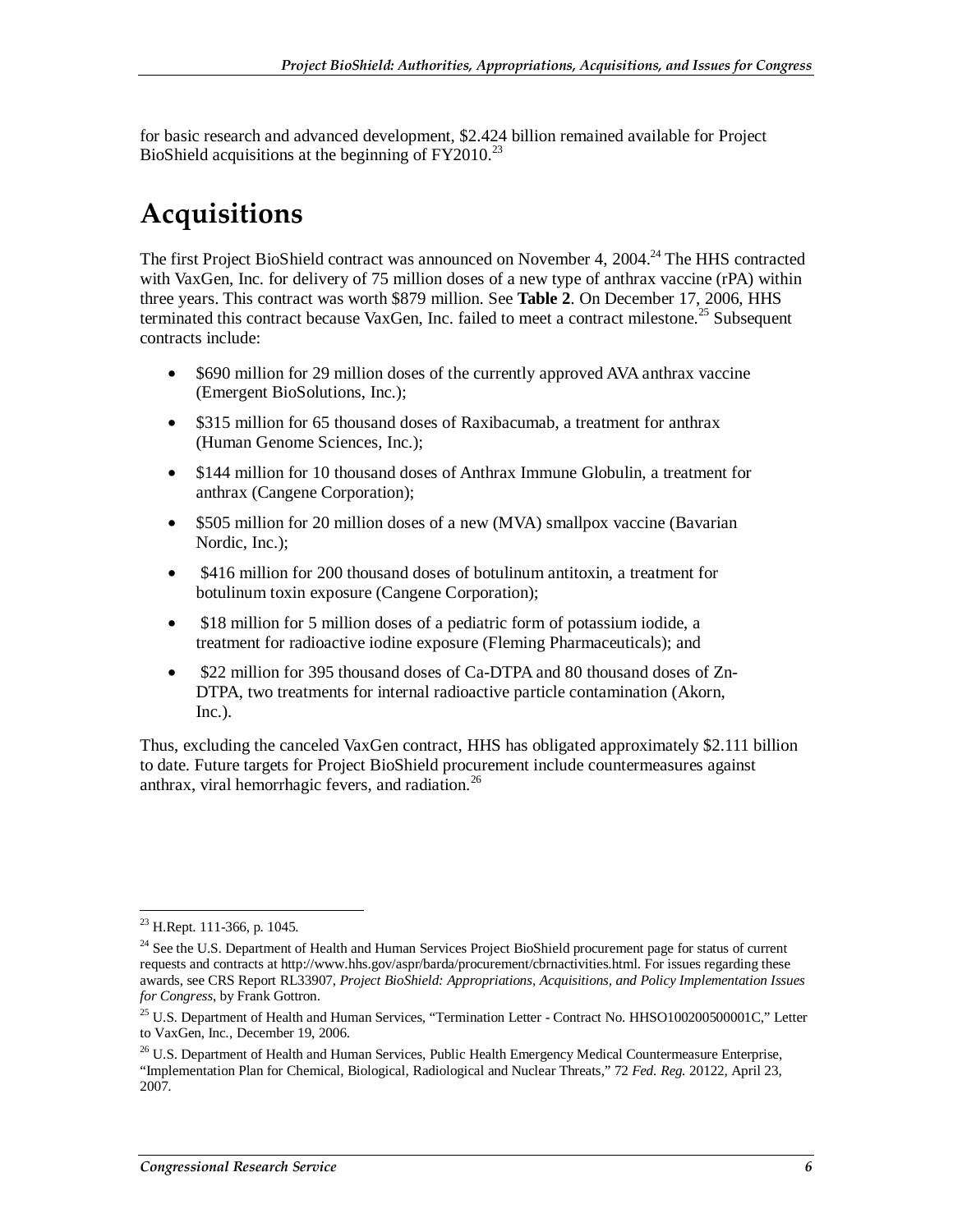for basic research and advanced development, $2.424 billion remained available for Project BioShield acquisitions at the beginning of FY2010.[23]

# Acquisitions

The first Project BioShield contract was announced on November 4, 2004.[24] The HHS contracted with VaxGen, Inc. for delivery of 75 million doses of a new type of anthrax vaccine (rPA) within three years. This contract was worth $879 million. See **Table 2**. On December 17, 2006, HHS terminated this contract because VaxGen, Inc. failed to meet a contract milestone.[25] Subsequent contracts include:

- $690 million for 29 million doses of the currently approved AVA anthrax vaccine (Emergent BioSolutions, Inc.);
- $315 million for 65 thousand doses of Raxibacumab, a treatment for anthrax (Human Genome Sciences, Inc.);
- $144 million for 10 thousand doses of Anthrax Immune Globulin, a treatment for anthrax (Cangene Corporation);
- $505 million for 20 million doses of a new (MVA) smallpox vaccine (Bavarian Nordic, Inc.);
- $416 million for 200 thousand doses of botulinum antitoxin, a treatment for botulinum toxin exposure (Cangene Corporation);
- $18 million for 5 million doses of a pediatric form of potassium iodide, a treatment for radioactive iodine exposure (Fleming Pharmaceuticals); and
- $22 million for 395 thousand doses of Ca-DTPA and 80 thousand doses of Zn-DTPA, two treatments for internal radioactive particle contamination (Akorn, Inc.).

Thus, excluding the canceled VaxGen contract, HHS has obligated approximately $2.111 billion to date. Future targets for Project BioShield procurement include countermeasures against anthrax, viral hemorrhagic fevers, and radiation.[26]

---

[23] H.Rept. 111-366, p. 1045.

[24] See the U.S. Department of Health and Human Services Project BioShield procurement page for status of current requests and contracts at http://www.hhs.gov/aspr/barda/procurement/cbrnactivities.html. For issues regarding these awards, see CRS Report RL33907, *Project BioShield: Appropriations, Acquisitions, and Policy Implementation Issues for Congress*, by Frank Gottron.

[25] U.S. Department of Health and Human Services, "Termination Letter - Contract No. HHSO100200500001C," Letter to VaxGen, Inc., December 19, 2006.

[26] U.S. Department of Health and Human Services, Public Health Emergency Medical Countermeasure Enterprise, "Implementation Plan for Chemical, Biological, Radiological and Nuclear Threats," 72 *Fed. Reg.* 20122, April 23, 2007.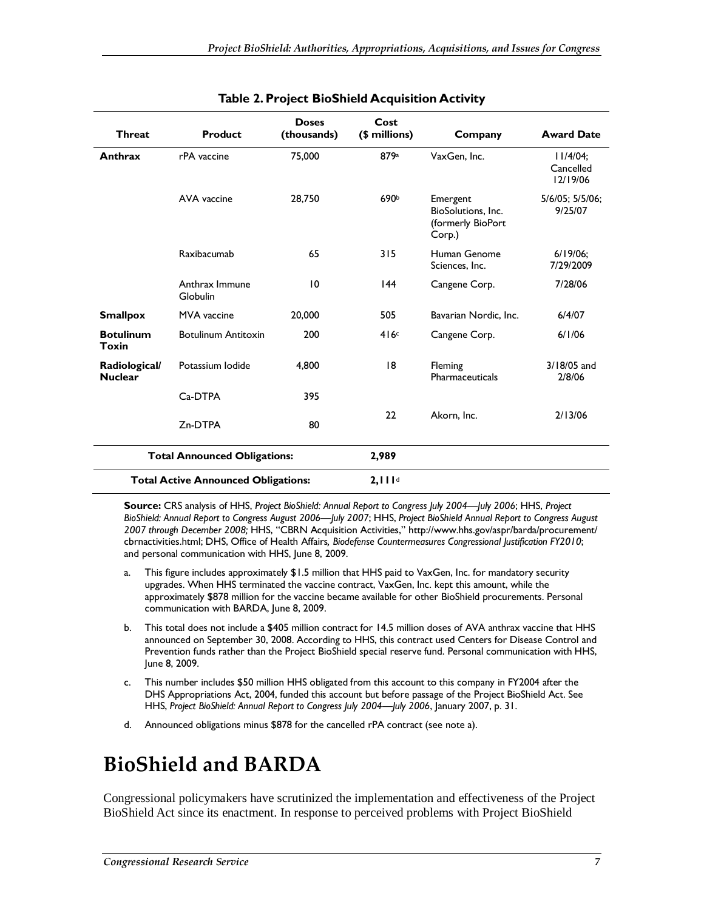**Table 2. Project BioShield Acquisition Activity**

| Threat | Product | Doses (thousands) | Cost ($ millions) | Company | Award Date |
|---|---|---|---|---|---|
| **Anthrax** | rPA vaccine | 75,000 | 879[a] | VaxGen, Inc. | 11/4/04; Cancelled 12/19/06 |
| | AVA vaccine | 28,750 | 690[b] | Emergent BioSolutions, Inc. (formerly BioPort Corp.) | 5/6/05; 5/5/06; 9/25/07 |
| | Raxibacumab | 65 | 315 | Human Genome Sciences, Inc. | 6/19/06; 7/29/2009 |
| | Anthrax Immune Globulin | 10 | 144 | Cangene Corp. | 7/28/06 |
| **Smallpox** | MVA vaccine | 20,000 | 505 | Bavarian Nordic, Inc. | 6/4/07 |
| **Botulinum Toxin** | Botulinum Antitoxin | 200 | 416[c] | Cangene Corp. | 6/1/06 |
| **Radiological/ Nuclear** | Potassium Iodide | 4,800 | 18 | Fleming Pharmaceuticals | 3/18/05 and 2/8/06 |
| | Ca-DTPA | 395 | 22 | Akorn, Inc. | 2/13/06 |
| | Zn-DTPA | 80 | | | |
| **Total Announced Obligations:** | | | **2,989** | | |
| **Total Active Announced Obligations:** | | | **2,111**[d] | | |

**Source:** CRS analysis of HHS, *Project BioShield: Annual Report to Congress July 2004—July 2006*; HHS, *Project BioShield: Annual Report to Congress August 2006—July 2007;* HHS, *Project BioShield Annual Report to Congress August 2007 through December 2008;* HHS, "CBRN Acquisition Activities," http://www.hhs.gov/aspr/barda/procurement/cbrnactivities.html; DHS, Office of Health Affairs, *Biodefense Countermeasures Congressional Justification FY2010*; and personal communication with HHS, June 8, 2009.

a. This figure includes approximately $1.5 million that HHS paid to VaxGen, Inc. for mandatory security upgrades. When HHS terminated the vaccine contract, VaxGen, Inc. kept this amount, while the approximately $878 million for the vaccine became available for other BioShield procurements. Personal communication with BARDA, June 8, 2009.

b. This total does not include a $405 million contract for 14.5 million doses of AVA anthrax vaccine that HHS announced on September 30, 2008. According to HHS, this contract used Centers for Disease Control and Prevention funds rather than the Project BioShield special reserve fund. Personal communication with HHS, June 8, 2009.

c. This number includes $50 million HHS obligated from this account to this company in FY2004 after the DHS Appropriations Act, 2004, funded this account but before passage of the Project BioShield Act. See HHS, *Project BioShield: Annual Report to Congress July 2004—July 2006*, January 2007, p. 31.

d. Announced obligations minus $878 for the cancelled rPA contract (see note a).

# BioShield and BARDA

Congressional policymakers have scrutinized the implementation and effectiveness of the Project BioShield Act since its enactment. In response to perceived problems with Project BioShield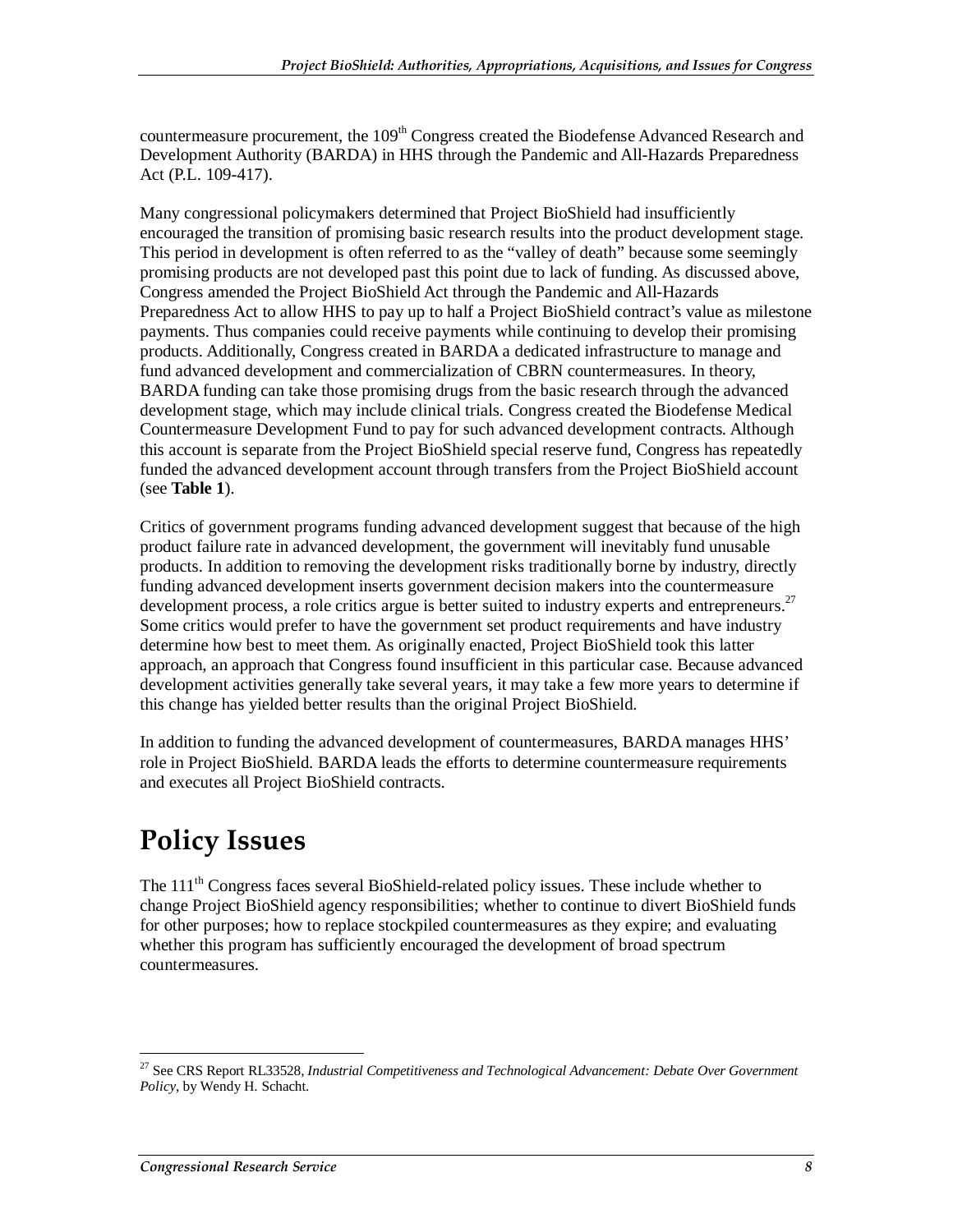countermeasure procurement, the 109th Congress created the Biodefense Advanced Research and Development Authority (BARDA) in HHS through the Pandemic and All-Hazards Preparedness Act (P.L. 109-417).

Many congressional policymakers determined that Project BioShield had insufficiently encouraged the transition of promising basic research results into the product development stage. This period in development is often referred to as the "valley of death" because some seemingly promising products are not developed past this point due to lack of funding. As discussed above, Congress amended the Project BioShield Act through the Pandemic and All-Hazards Preparedness Act to allow HHS to pay up to half a Project BioShield contract's value as milestone payments. Thus companies could receive payments while continuing to develop their promising products. Additionally, Congress created in BARDA a dedicated infrastructure to manage and fund advanced development and commercialization of CBRN countermeasures. In theory, BARDA funding can take those promising drugs from the basic research through the advanced development stage, which may include clinical trials. Congress created the Biodefense Medical Countermeasure Development Fund to pay for such advanced development contracts. Although this account is separate from the Project BioShield special reserve fund, Congress has repeatedly funded the advanced development account through transfers from the Project BioShield account (see **Table 1**).

Critics of government programs funding advanced development suggest that because of the high product failure rate in advanced development, the government will inevitably fund unusable products. In addition to removing the development risks traditionally borne by industry, directly funding advanced development inserts government decision makers into the countermeasure development process, a role critics argue is better suited to industry experts and entrepreneurs.[27] Some critics would prefer to have the government set product requirements and have industry determine how best to meet them. As originally enacted, Project BioShield took this latter approach, an approach that Congress found insufficient in this particular case. Because advanced development activities generally take several years, it may take a few more years to determine if this change has yielded better results than the original Project BioShield.

In addition to funding the advanced development of countermeasures, BARDA manages HHS' role in Project BioShield. BARDA leads the efforts to determine countermeasure requirements and executes all Project BioShield contracts.

# Policy Issues

The 111th Congress faces several BioShield-related policy issues. These include whether to change Project BioShield agency responsibilities; whether to continue to divert BioShield funds for other purposes; how to replace stockpiled countermeasures as they expire; and evaluating whether this program has sufficiently encouraged the development of broad spectrum countermeasures.

---

[27] See CRS Report RL33528, *Industrial Competitiveness and Technological Advancement: Debate Over Government Policy*, by Wendy H. Schacht.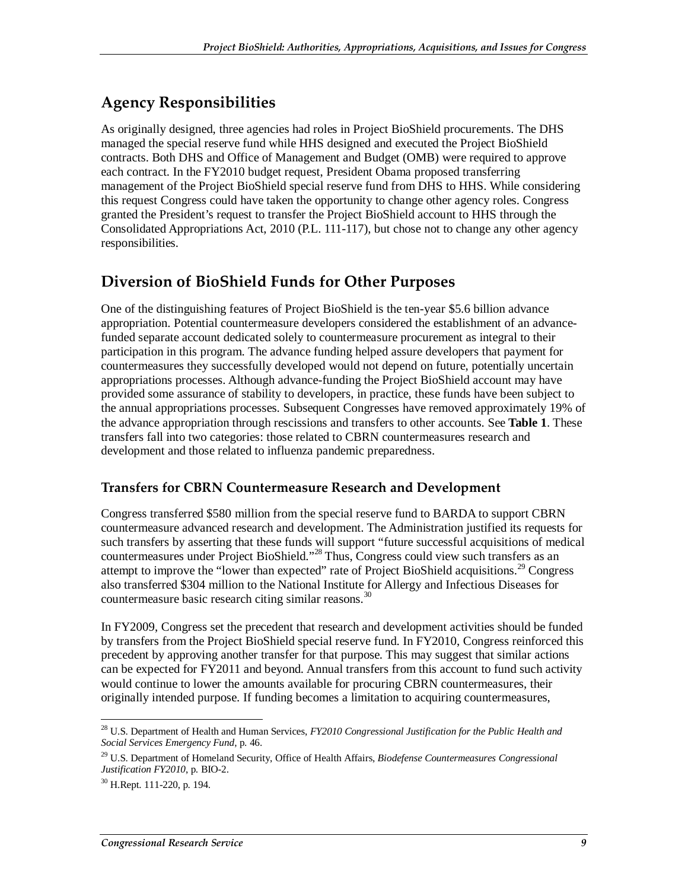## Agency Responsibilities

As originally designed, three agencies had roles in Project BioShield procurements. The DHS managed the special reserve fund while HHS designed and executed the Project BioShield contracts. Both DHS and Office of Management and Budget (OMB) were required to approve each contract. In the FY2010 budget request, President Obama proposed transferring management of the Project BioShield special reserve fund from DHS to HHS. While considering this request Congress could have taken the opportunity to change other agency roles. Congress granted the President's request to transfer the Project BioShield account to HHS through the Consolidated Appropriations Act, 2010 (P.L. 111-117), but chose not to change any other agency responsibilities.

## Diversion of BioShield Funds for Other Purposes

One of the distinguishing features of Project BioShield is the ten-year $5.6 billion advance appropriation. Potential countermeasure developers considered the establishment of an advance-funded separate account dedicated solely to countermeasure procurement as integral to their participation in this program. The advance funding helped assure developers that payment for countermeasures they successfully developed would not depend on future, potentially uncertain appropriations processes. Although advance-funding the Project BioShield account may have provided some assurance of stability to developers, in practice, these funds have been subject to the annual appropriations processes. Subsequent Congresses have removed approximately 19% of the advance appropriation through rescissions and transfers to other accounts. See **Table 1**. These transfers fall into two categories: those related to CBRN countermeasures research and development and those related to influenza pandemic preparedness.

### Transfers for CBRN Countermeasure Research and Development

Congress transferred $580 million from the special reserve fund to BARDA to support CBRN countermeasure advanced research and development. The Administration justified its requests for such transfers by asserting that these funds will support "future successful acquisitions of medical countermeasures under Project BioShield."[28] Thus, Congress could view such transfers as an attempt to improve the "lower than expected" rate of Project BioShield acquisitions.[29] Congress also transferred $304 million to the National Institute for Allergy and Infectious Diseases for countermeasure basic research citing similar reasons.[30]

In FY2009, Congress set the precedent that research and development activities should be funded by transfers from the Project BioShield special reserve fund. In FY2010, Congress reinforced this precedent by approving another transfer for that purpose. This may suggest that similar actions can be expected for FY2011 and beyond. Annual transfers from this account to fund such activity would continue to lower the amounts available for procuring CBRN countermeasures, their originally intended purpose. If funding becomes a limitation to acquiring countermeasures,

---

[28] U.S. Department of Health and Human Services, *FY2010 Congressional Justification for the Public Health and Social Services Emergency Fund*, p. 46.

[29] U.S. Department of Homeland Security, Office of Health Affairs, *Biodefense Countermeasures Congressional Justification FY2010*, p. BIO-2.

[30] H.Rept. 111-220, p. 194.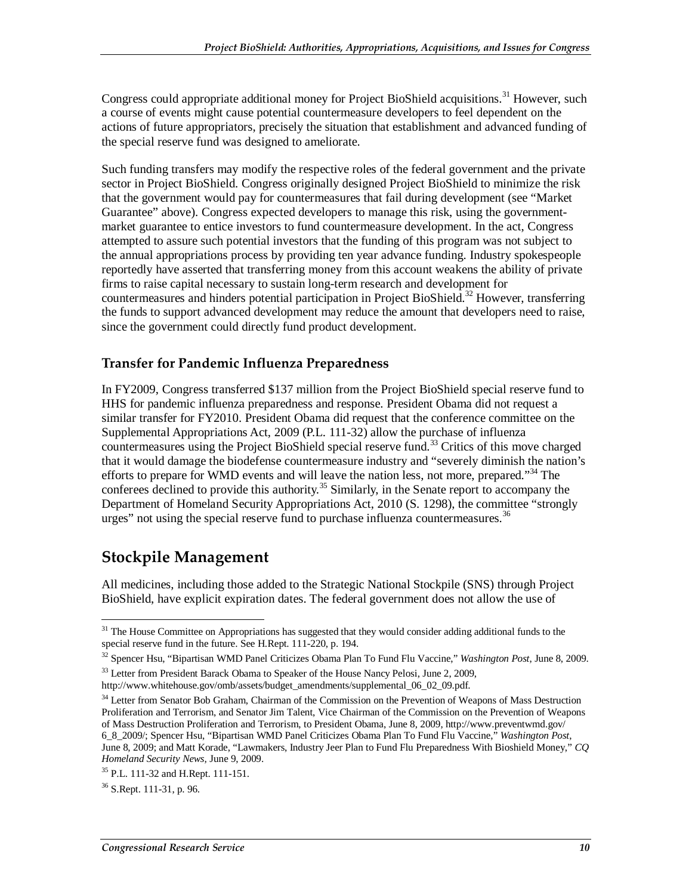Congress could appropriate additional money for Project BioShield acquisitions.[31] However, such a course of events might cause potential countermeasure developers to feel dependent on the actions of future appropriators, precisely the situation that establishment and advanced funding of the special reserve fund was designed to ameliorate.

Such funding transfers may modify the respective roles of the federal government and the private sector in Project BioShield. Congress originally designed Project BioShield to minimize the risk that the government would pay for countermeasures that fail during development (see "Market Guarantee" above). Congress expected developers to manage this risk, using the government-market guarantee to entice investors to fund countermeasure development. In the act, Congress attempted to assure such potential investors that the funding of this program was not subject to the annual appropriations process by providing ten year advance funding. Industry spokespeople reportedly have asserted that transferring money from this account weakens the ability of private firms to raise capital necessary to sustain long-term research and development for countermeasures and hinders potential participation in Project BioShield.[32] However, transferring the funds to support advanced development may reduce the amount that developers need to raise, since the government could directly fund product development.

### Transfer for Pandemic Influenza Preparedness

In FY2009, Congress transferred $137 million from the Project BioShield special reserve fund to HHS for pandemic influenza preparedness and response. President Obama did not request a similar transfer for FY2010. President Obama did request that the conference committee on the Supplemental Appropriations Act, 2009 (P.L. 111-32) allow the purchase of influenza countermeasures using the Project BioShield special reserve fund.[33] Critics of this move charged that it would damage the biodefense countermeasure industry and "severely diminish the nation's efforts to prepare for WMD events and will leave the nation less, not more, prepared."[34] The conferees declined to provide this authority.[35] Similarly, in the Senate report to accompany the Department of Homeland Security Appropriations Act, 2010 (S. 1298), the committee "strongly urges" not using the special reserve fund to purchase influenza countermeasures.[36]

## Stockpile Management

All medicines, including those added to the Strategic National Stockpile (SNS) through Project BioShield, have explicit expiration dates. The federal government does not allow the use of

---

[31] The House Committee on Appropriations has suggested that they would consider adding additional funds to the special reserve fund in the future. See H.Rept. 111-220, p. 194.

[32] Spencer Hsu, "Bipartisan WMD Panel Criticizes Obama Plan To Fund Flu Vaccine," *Washington Post*, June 8, 2009.

[33] Letter from President Barack Obama to Speaker of the House Nancy Pelosi, June 2, 2009, http://www.whitehouse.gov/omb/assets/budget_amendments/supplemental_06_02_09.pdf.

[34] Letter from Senator Bob Graham, Chairman of the Commission on the Prevention of Weapons of Mass Destruction Proliferation and Terrorism, and Senator Jim Talent, Vice Chairman of the Commission on the Prevention of Weapons of Mass Destruction Proliferation and Terrorism, to President Obama, June 8, 2009, http://www.preventwmd.gov/6_8_2009/; Spencer Hsu, "Bipartisan WMD Panel Criticizes Obama Plan To Fund Flu Vaccine," *Washington Post*, June 8, 2009; and Matt Korade, "Lawmakers, Industry Jeer Plan to Fund Flu Preparedness With Bioshield Money," *CQ Homeland Security News*, June 9, 2009.

[35] P.L. 111-32 and H.Rept. 111-151.

[36] S.Rept. 111-31, p. 96.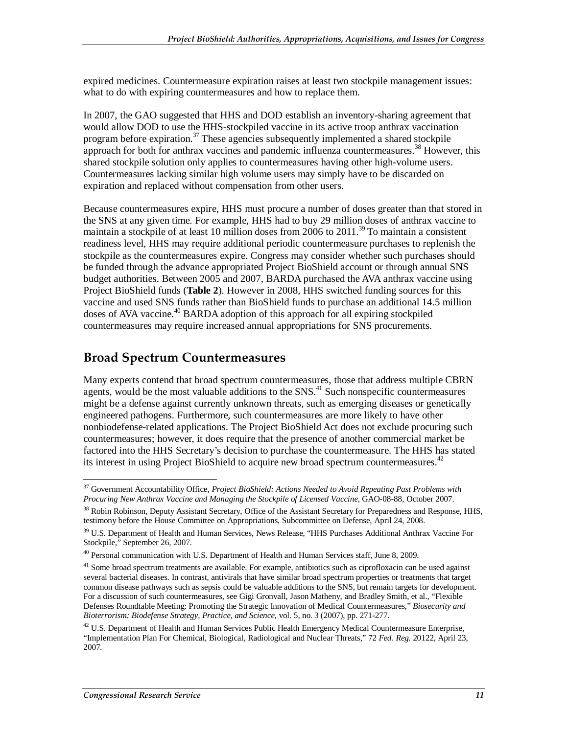expired medicines. Countermeasure expiration raises at least two stockpile management issues: what to do with expiring countermeasures and how to replace them.

In 2007, the GAO suggested that HHS and DOD establish an inventory-sharing agreement that would allow DOD to use the HHS-stockpiled vaccine in its active troop anthrax vaccination program before expiration.[37] These agencies subsequently implemented a shared stockpile approach for both for anthrax vaccines and pandemic influenza countermeasures.[38] However, this shared stockpile solution only applies to countermeasures having other high-volume users. Countermeasures lacking similar high volume users may simply have to be discarded on expiration and replaced without compensation from other users.

Because countermeasures expire, HHS must procure a number of doses greater than that stored in the SNS at any given time. For example, HHS had to buy 29 million doses of anthrax vaccine to maintain a stockpile of at least 10 million doses from 2006 to 2011.[39] To maintain a consistent readiness level, HHS may require additional periodic countermeasure purchases to replenish the stockpile as the countermeasures expire. Congress may consider whether such purchases should be funded through the advance appropriated Project BioShield account or through annual SNS budget authorities. Between 2005 and 2007, BARDA purchased the AVA anthrax vaccine using Project BioShield funds (**Table 2**). However in 2008, HHS switched funding sources for this vaccine and used SNS funds rather than BioShield funds to purchase an additional 14.5 million doses of AVA vaccine.[40] BARDA adoption of this approach for all expiring stockpiled countermeasures may require increased annual appropriations for SNS procurements.

## Broad Spectrum Countermeasures

Many experts contend that broad spectrum countermeasures, those that address multiple CBRN agents, would be the most valuable additions to the SNS.[41] Such nonspecific countermeasures might be a defense against currently unknown threats, such as emerging diseases or genetically engineered pathogens. Furthermore, such countermeasures are more likely to have other nonbiodefense-related applications. The Project BioShield Act does not exclude procuring such countermeasures; however, it does require that the presence of another commercial market be factored into the HHS Secretary's decision to purchase the countermeasure. The HHS has stated its interest in using Project BioShield to acquire new broad spectrum countermeasures.[42]

---

[37] Government Accountability Office, *Project BioShield: Actions Needed to Avoid Repeating Past Problems with Procuring New Anthrax Vaccine and Managing the Stockpile of Licensed Vaccine*, GAO-08-88, October 2007.

[38] Robin Robinson, Deputy Assistant Secretary, Office of the Assistant Secretary for Preparedness and Response, HHS, testimony before the House Committee on Appropriations, Subcommittee on Defense, April 24, 2008.

[39] U.S. Department of Health and Human Services, News Release, "HHS Purchases Additional Anthrax Vaccine For Stockpile," September 26, 2007.

[40] Personal communication with U.S. Department of Health and Human Services staff, June 8, 2009.

[41] Some broad spectrum treatments are available. For example, antibiotics such as ciprofloxacin can be used against several bacterial diseases. In contrast, antivirals that have similar broad spectrum properties or treatments that target common disease pathways such as sepsis could be valuable additions to the SNS, but remain targets for development. For a discussion of such countermeasures, see Gigi Gronvall, Jason Matheny, and Bradley Smith, et al., "Flexible Defenses Roundtable Meeting: Promoting the Strategic Innovation of Medical Countermeasures," *Biosecurity and Bioterrorism: Biodefense Strategy, Practice, and Science*, vol. 5, no. 3 (2007), pp. 271-277.

[42] U.S. Department of Health and Human Services Public Health Emergency Medical Countermeasure Enterprise, "Implementation Plan For Chemical, Biological, Radiological and Nuclear Threats," 72 *Fed. Reg.* 20122, April 23, 2007.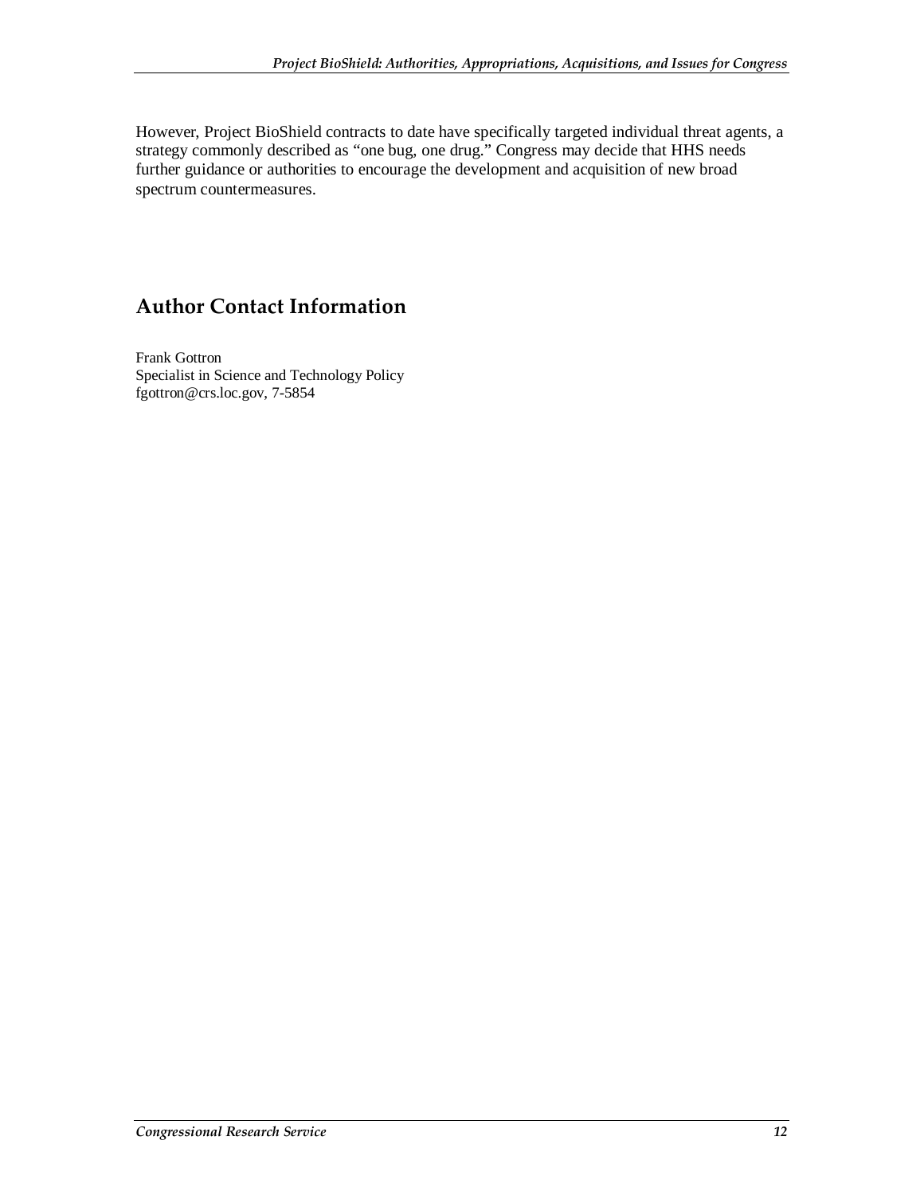However, Project BioShield contracts to date have specifically targeted individual threat agents, a strategy commonly described as "one bug, one drug." Congress may decide that HHS needs further guidance or authorities to encourage the development and acquisition of new broad spectrum countermeasures.

## Author Contact Information

Frank Gottron
Specialist in Science and Technology Policy
fgottron@crs.loc.gov, 7-5854